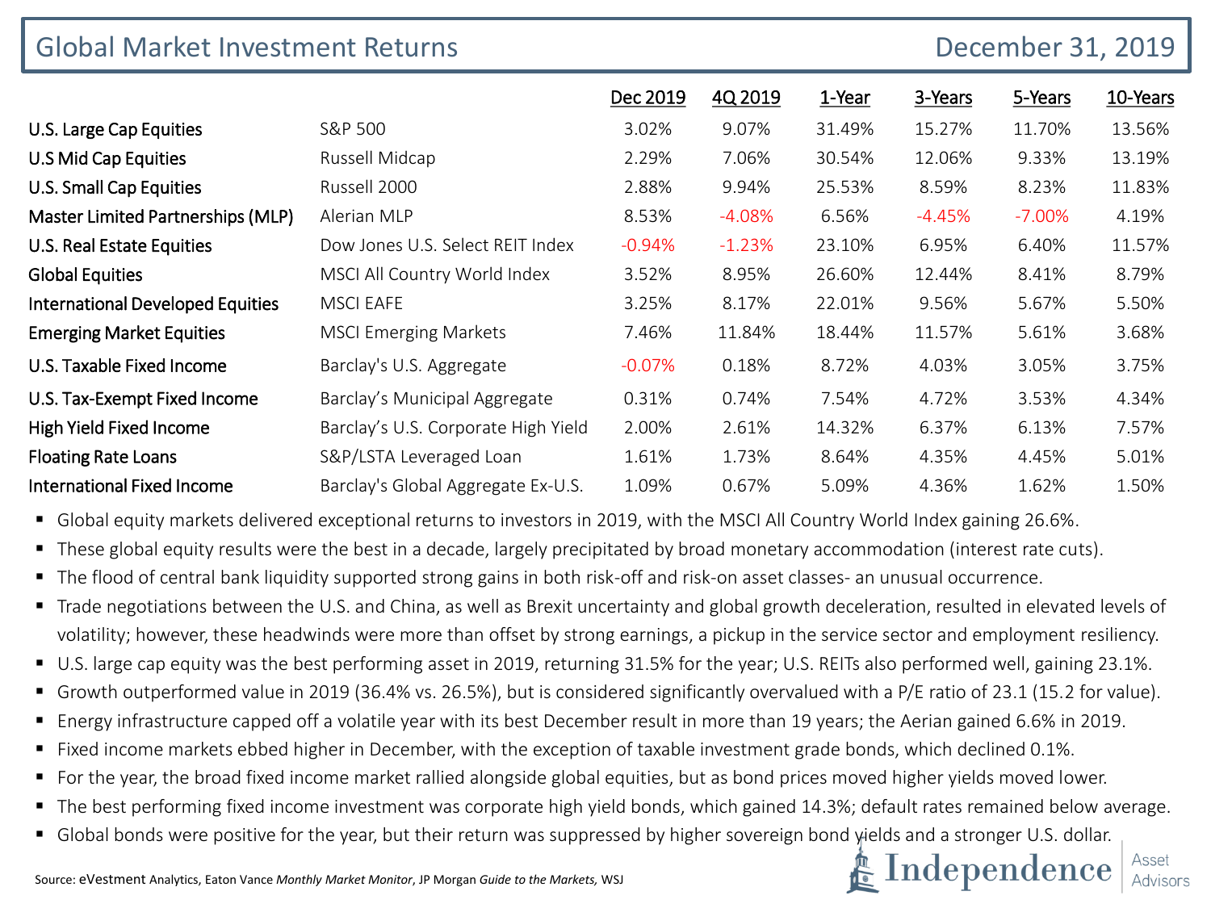# Global Market Investment Returns

December 31, 2019

| | | Dec 2019 | 4Q 2019 | 1-Year | 3-Years | 5-Years | 10-Years |
|---|---|---|---|---|---|---|---|
| U.S. Large Cap Equities | S&P 500 | 3.02% | 9.07% | 31.49% | 15.27% | 11.70% | 13.56% |
| U.S Mid Cap Equities | Russell Midcap | 2.29% | 7.06% | 30.54% | 12.06% | 9.33% | 13.19% |
| U.S. Small Cap Equities | Russell 2000 | 2.88% | 9.94% | 25.53% | 8.59% | 8.23% | 11.83% |
| Master Limited Partnerships (MLP) | Alerian MLP | 8.53% | -4.08% | 6.56% | -4.45% | -7.00% | 4.19% |
| U.S. Real Estate Equities | Dow Jones U.S. Select REIT Index | -0.94% | -1.23% | 23.10% | 6.95% | 6.40% | 11.57% |
| Global Equities | MSCI All Country World Index | 3.52% | 8.95% | 26.60% | 12.44% | 8.41% | 8.79% |
| International Developed Equities | MSCI EAFE | 3.25% | 8.17% | 22.01% | 9.56% | 5.67% | 5.50% |
| Emerging Market Equities | MSCI Emerging Markets | 7.46% | 11.84% | 18.44% | 11.57% | 5.61% | 3.68% |
| U.S. Taxable Fixed Income | Barclay's U.S. Aggregate | -0.07% | 0.18% | 8.72% | 4.03% | 3.05% | 3.75% |
| U.S. Tax-Exempt Fixed Income | Barclay's Municipal Aggregate | 0.31% | 0.74% | 7.54% | 4.72% | 3.53% | 4.34% |
| High Yield Fixed Income | Barclay's U.S. Corporate High Yield | 2.00% | 2.61% | 14.32% | 6.37% | 6.13% | 7.57% |
| Floating Rate Loans | S&P/LSTA Leveraged Loan | 1.61% | 1.73% | 8.64% | 4.35% | 4.45% | 5.01% |
| International Fixed Income | Barclay's Global Aggregate Ex-U.S. | 1.09% | 0.67% | 5.09% | 4.36% | 1.62% | 1.50% |

- Global equity markets delivered exceptional returns to investors in 2019, with the MSCI All Country World Index gaining 26.6%.
- These global equity results were the best in a decade, largely precipitated by broad monetary accommodation (interest rate cuts).
- The flood of central bank liquidity supported strong gains in both risk-off and risk-on asset classes- an unusual occurrence.
- Trade negotiations between the U.S. and China, as well as Brexit uncertainty and global growth deceleration, resulted in elevated levels of volatility; however, these headwinds were more than offset by strong earnings, a pickup in the service sector and employment resiliency.
- U.S. large cap equity was the best performing asset in 2019, returning 31.5% for the year; U.S. REITs also performed well, gaining 23.1%.
- Growth outperformed value in 2019 (36.4% vs. 26.5%), but is considered significantly overvalued with a P/E ratio of 23.1 (15.2 for value).
- Energy infrastructure capped off a volatile year with its best December result in more than 19 years; the Aerian gained 6.6% in 2019.
- Fixed income markets ebbed higher in December, with the exception of taxable investment grade bonds, which declined 0.1%.
- For the year, the broad fixed income market rallied alongside global equities, but as bond prices moved higher yields moved lower.
- The best performing fixed income investment was corporate high yield bonds, which gained 14.3%; default rates remained below average.
- Global bonds were positive for the year, but their return was suppressed by higher sovereign bond yields and a stronger U.S. dollar.

Source: eVestment Analytics, Eaton Vance *Monthly Market Monitor*, JP Morgan *Guide to the Markets*, WSJ

Independence Asset Advisors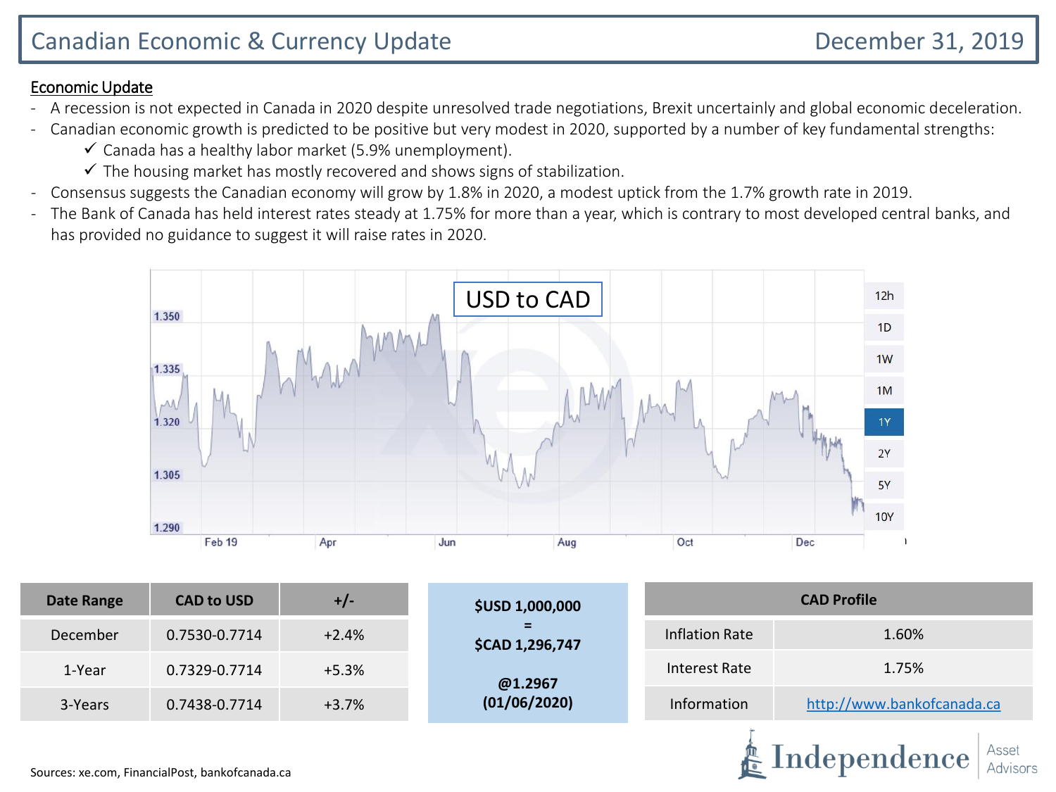# Canadian Economic & Currency Update

December 31, 2019

**Economic Update**

- A recession is not expected in Canada in 2020 despite unresolved trade negotiations, Brexit uncertainly and global economic deceleration.
- Canadian economic growth is predicted to be positive but very modest in 2020, supported by a number of key fundamental strengths:
  - ✓ Canada has a healthy labor market (5.9% unemployment).
  - ✓ The housing market has mostly recovered and shows signs of stabilization.
- Consensus suggests the Canadian economy will grow by 1.8% in 2020, a modest uptick from the 1.7% growth rate in 2019.
- The Bank of Canada has held interest rates steady at 1.75% for more than a year, which is contrary to most developed central banks, and has provided no guidance to suggest it will raise rates in 2020.

USD to CAD

| Date Range | CAD to USD | +/- |
| --- | --- | --- |
| December | 0.7530-0.7714 | +2.4% |
| 1-Year | 0.7329-0.7714 | +5.3% |
| 3-Years | 0.7438-0.7714 | +3.7% |

**$USD 1,000,000**
**=**
**$CAD 1,296,747**

**@1.2967**
**(01/06/2020)**

| CAD Profile | |
| --- | --- |
| Inflation Rate | 1.60% |
| Interest Rate | 1.75% |
| Information | http://www.bankofcanada.ca |

Sources: xe.com, FinancialPost, bankofcanada.ca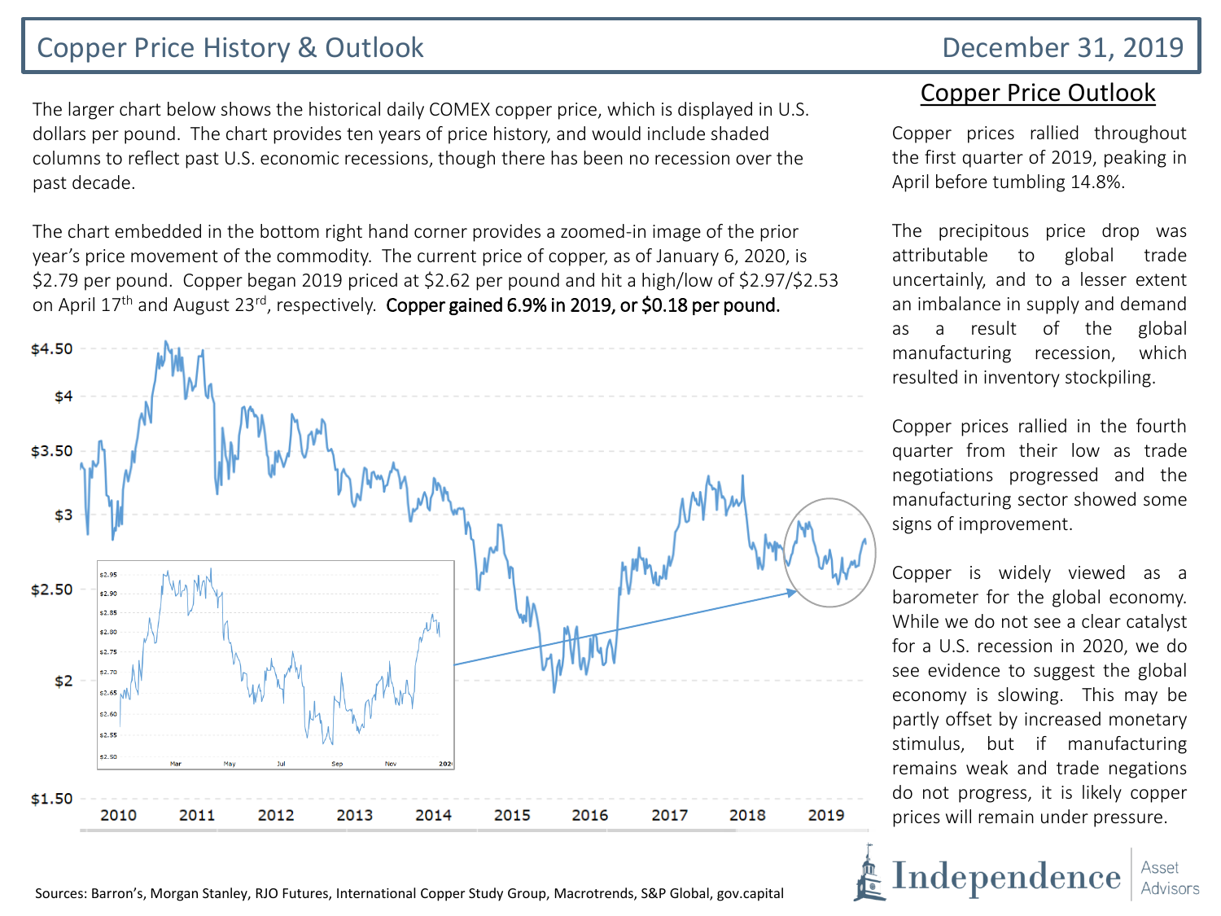# Copper Price History & Outlook

December 31, 2019

The larger chart below shows the historical daily COMEX copper price, which is displayed in U.S. dollars per pound. The chart provides ten years of price history, and would include shaded columns to reflect past U.S. economic recessions, though there has been no recession over the past decade.

The chart embedded in the bottom right hand corner provides a zoomed-in image of the prior year's price movement of the commodity. The current price of copper, as of January 6, 2020, is $2.79 per pound. Copper began 2019 priced at $2.62 per pound and hit a high/low of $2.97/$2.53 on April 17th and August 23rd, respectively. **Copper gained 6.9% in 2019, or $0.18 per pound.**

$4.50
$4
$3.50
$3
$2.50
$2
$1.50
2010 2011 2012 2013 2014 2015 2016 2017 2018 2019

$2.95
$2.90
$2.85
$2.80
$2.75
$2.70
$2.65
$2.60
$2.55
$2.50
Mar May Jul Sep Nov 2020

## Copper Price Outlook

Copper prices rallied throughout the first quarter of 2019, peaking in April before tumbling 14.8%.

The precipitous price drop was attributable to global trade uncertainly, and to a lesser extent an imbalance in supply and demand as a result of the global manufacturing recession, which resulted in inventory stockpiling.

Copper prices rallied in the fourth quarter from their low as trade negotiations progressed and the manufacturing sector showed some signs of improvement.

Copper is widely viewed as a barometer for the global economy. While we do not see a clear catalyst for a U.S. recession in 2020, we do see evidence to suggest the global economy is slowing. This may be partly offset by increased monetary stimulus, but if manufacturing remains weak and trade negations do not progress, it is likely copper prices will remain under pressure.

Sources: Barron's, Morgan Stanley, RJO Futures, International Copper Study Group, Macrotrends, S&P Global, gov.capital

Independence Asset Advisors